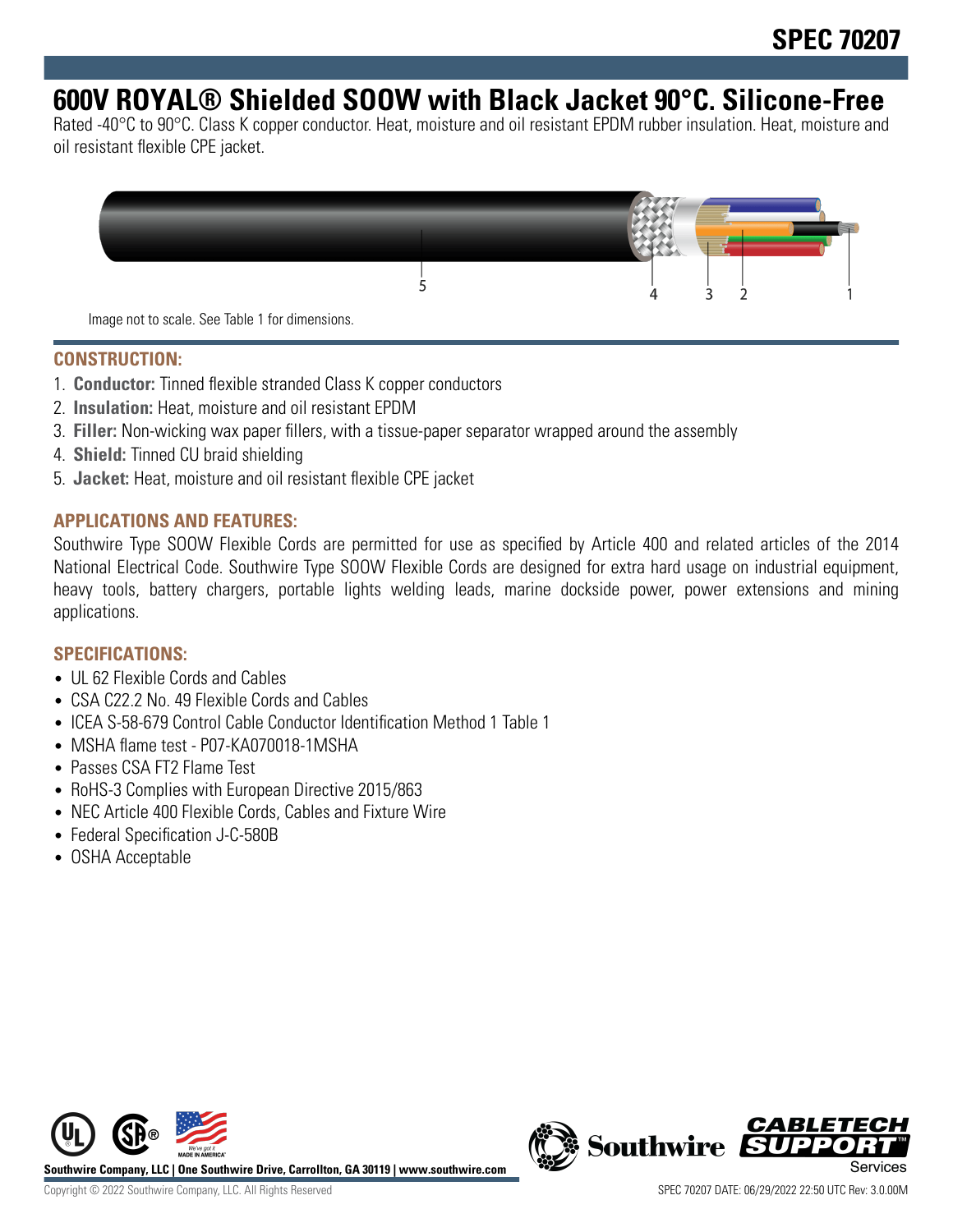SPEC 70207

# 600V ROYAL® Shielded SOOW with Black Jacket 90°C. Silicone-Free

Rated -40°C to 90°C. Class K copper conductor. Heat, moisture and oil resistant EPDM rubber insulation. Heat, moisture and oil resistant flexible CPE jacket.

Image not to scale. See Table 1 for dimensions.

## CONSTRUCTION:

1. **Conductor:** Tinned flexible stranded Class K copper conductors
2. **Insulation:** Heat, moisture and oil resistant EPDM
3. **Filler:** Non-wicking wax paper fillers, with a tissue-paper separator wrapped around the assembly
4. **Shield:** Tinned CU braid shielding
5. **Jacket:** Heat, moisture and oil resistant flexible CPE jacket

## APPLICATIONS AND FEATURES:

Southwire Type SOOW Flexible Cords are permitted for use as specified by Article 400 and related articles of the 2014 National Electrical Code. Southwire Type SOOW Flexible Cords are designed for extra hard usage on industrial equipment, heavy tools, battery chargers, portable lights welding leads, marine dockside power, power extensions and mining applications.

## SPECIFICATIONS:

- UL 62 Flexible Cords and Cables
- CSA C22.2 No. 49 Flexible Cords and Cables
- ICEA S-58-679 Control Cable Conductor Identification Method 1 Table 1
- MSHA flame test - P07-KA070018-1MSHA
- Passes CSA FT2 Flame Test
- RoHS-3 Complies with European Directive 2015/863
- NEC Article 400 Flexible Cords, Cables and Fixture Wire
- Federal Specification J-C-580B
- OSHA Acceptable

**Southwire Company, LLC | One Southwire Drive, Carrollton, GA 30119 | www.southwire.com**

Copyright © 2022 Southwire Company, LLC. All Rights Reserved

SPEC 70207 DATE: 06/29/2022 22:50 UTC Rev: 3.0.00M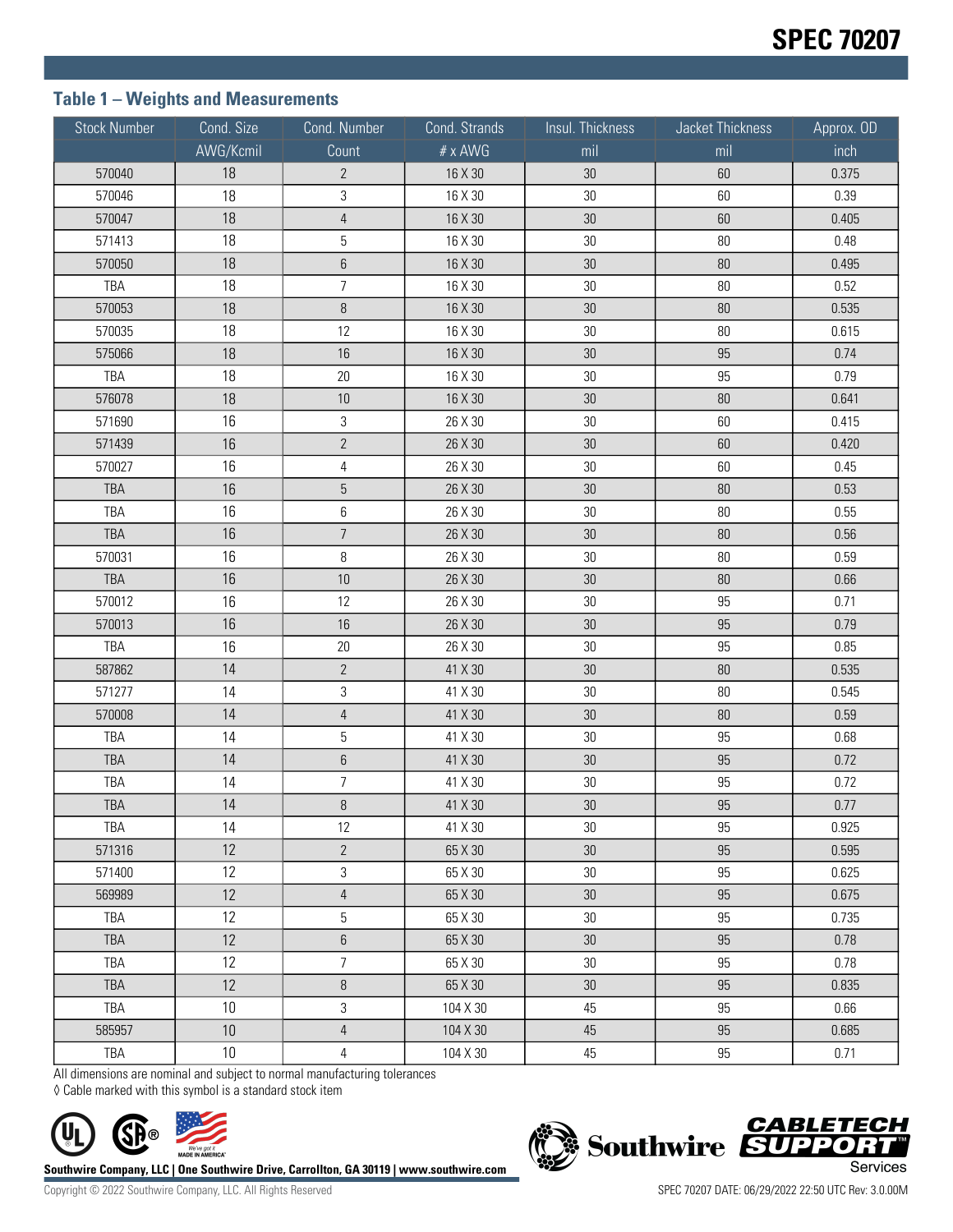## Table 1 – Weights and Measurements

| Stock Number | Cond. Size | Cond. Number | Cond. Strands | Insul. Thickness | Jacket Thickness | Approx. OD |
|---|---|---|---|---|---|---|
| | AWG/Kcmil | Count | # x AWG | mil | mil | inch |
| 570040 | 18 | 2 | 16 X 30 | 30 | 60 | 0.375 |
| 570046 | 18 | 3 | 16 X 30 | 30 | 60 | 0.39 |
| 570047 | 18 | 4 | 16 X 30 | 30 | 60 | 0.405 |
| 571413 | 18 | 5 | 16 X 30 | 30 | 80 | 0.48 |
| 570050 | 18 | 6 | 16 X 30 | 30 | 80 | 0.495 |
| TBA | 18 | 7 | 16 X 30 | 30 | 80 | 0.52 |
| 570053 | 18 | 8 | 16 X 30 | 30 | 80 | 0.535 |
| 570035 | 18 | 12 | 16 X 30 | 30 | 80 | 0.615 |
| 575066 | 18 | 16 | 16 X 30 | 30 | 95 | 0.74 |
| TBA | 18 | 20 | 16 X 30 | 30 | 95 | 0.79 |
| 576078 | 18 | 10 | 16 X 30 | 30 | 80 | 0.641 |
| 571690 | 16 | 3 | 26 X 30 | 30 | 60 | 0.415 |
| 571439 | 16 | 2 | 26 X 30 | 30 | 60 | 0.420 |
| 570027 | 16 | 4 | 26 X 30 | 30 | 60 | 0.45 |
| TBA | 16 | 5 | 26 X 30 | 30 | 80 | 0.53 |
| TBA | 16 | 6 | 26 X 30 | 30 | 80 | 0.55 |
| TBA | 16 | 7 | 26 X 30 | 30 | 80 | 0.56 |
| 570031 | 16 | 8 | 26 X 30 | 30 | 80 | 0.59 |
| TBA | 16 | 10 | 26 X 30 | 30 | 80 | 0.66 |
| 570012 | 16 | 12 | 26 X 30 | 30 | 95 | 0.71 |
| 570013 | 16 | 16 | 26 X 30 | 30 | 95 | 0.79 |
| TBA | 16 | 20 | 26 X 30 | 30 | 95 | 0.85 |
| 587862 | 14 | 2 | 41 X 30 | 30 | 80 | 0.535 |
| 571277 | 14 | 3 | 41 X 30 | 30 | 80 | 0.545 |
| 570008 | 14 | 4 | 41 X 30 | 30 | 80 | 0.59 |
| TBA | 14 | 5 | 41 X 30 | 30 | 95 | 0.68 |
| TBA | 14 | 6 | 41 X 30 | 30 | 95 | 0.72 |
| TBA | 14 | 7 | 41 X 30 | 30 | 95 | 0.72 |
| TBA | 14 | 8 | 41 X 30 | 30 | 95 | 0.77 |
| TBA | 14 | 12 | 41 X 30 | 30 | 95 | 0.925 |
| 571316 | 12 | 2 | 65 X 30 | 30 | 95 | 0.595 |
| 571400 | 12 | 3 | 65 X 30 | 30 | 95 | 0.625 |
| 569989 | 12 | 4 | 65 X 30 | 30 | 95 | 0.675 |
| TBA | 12 | 5 | 65 X 30 | 30 | 95 | 0.735 |
| TBA | 12 | 6 | 65 X 30 | 30 | 95 | 0.78 |
| TBA | 12 | 7 | 65 X 30 | 30 | 95 | 0.78 |
| TBA | 12 | 8 | 65 X 30 | 30 | 95 | 0.835 |
| TBA | 10 | 3 | 104 X 30 | 45 | 95 | 0.66 |
| 585957 | 10 | 4 | 104 X 30 | 45 | 95 | 0.685 |
| TBA | 10 | 4 | 104 X 30 | 45 | 95 | 0.71 |

All dimensions are nominal and subject to normal manufacturing tolerances

◊ Cable marked with this symbol is a standard stock item

Southwire Company, LLC | One Southwire Drive, Carrollton, GA 30119 | www.southwire.com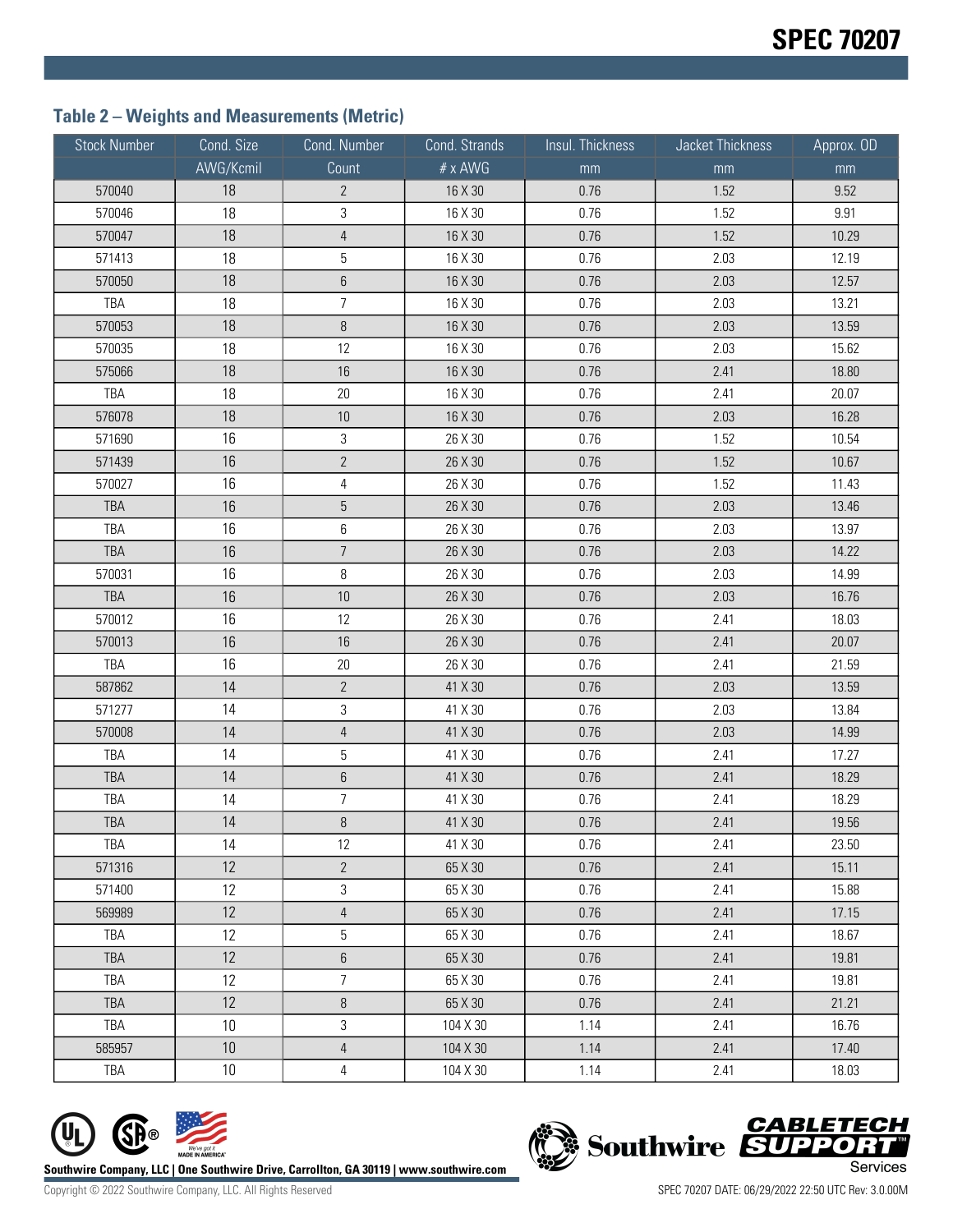### Table 2 – Weights and Measurements (Metric)

| Stock Number | Cond. Size | Cond. Number | Cond. Strands | Insul. Thickness | Jacket Thickness | Approx. OD |
|---|---|---|---|---|---|---|
| | AWG/Kcmil | Count | # x AWG | mm | mm | mm |
| 570040 | 18 | 2 | 16 X 30 | 0.76 | 1.52 | 9.52 |
| 570046 | 18 | 3 | 16 X 30 | 0.76 | 1.52 | 9.91 |
| 570047 | 18 | 4 | 16 X 30 | 0.76 | 1.52 | 10.29 |
| 571413 | 18 | 5 | 16 X 30 | 0.76 | 2.03 | 12.19 |
| 570050 | 18 | 6 | 16 X 30 | 0.76 | 2.03 | 12.57 |
| TBA | 18 | 7 | 16 X 30 | 0.76 | 2.03 | 13.21 |
| 570053 | 18 | 8 | 16 X 30 | 0.76 | 2.03 | 13.59 |
| 570035 | 18 | 12 | 16 X 30 | 0.76 | 2.03 | 15.62 |
| 575066 | 18 | 16 | 16 X 30 | 0.76 | 2.41 | 18.80 |
| TBA | 18 | 20 | 16 X 30 | 0.76 | 2.41 | 20.07 |
| 576078 | 18 | 10 | 16 X 30 | 0.76 | 2.03 | 16.28 |
| 571690 | 16 | 3 | 26 X 30 | 0.76 | 1.52 | 10.54 |
| 571439 | 16 | 2 | 26 X 30 | 0.76 | 1.52 | 10.67 |
| 570027 | 16 | 4 | 26 X 30 | 0.76 | 1.52 | 11.43 |
| TBA | 16 | 5 | 26 X 30 | 0.76 | 2.03 | 13.46 |
| TBA | 16 | 6 | 26 X 30 | 0.76 | 2.03 | 13.97 |
| TBA | 16 | 7 | 26 X 30 | 0.76 | 2.03 | 14.22 |
| 570031 | 16 | 8 | 26 X 30 | 0.76 | 2.03 | 14.99 |
| TBA | 16 | 10 | 26 X 30 | 0.76 | 2.03 | 16.76 |
| 570012 | 16 | 12 | 26 X 30 | 0.76 | 2.41 | 18.03 |
| 570013 | 16 | 16 | 26 X 30 | 0.76 | 2.41 | 20.07 |
| TBA | 16 | 20 | 26 X 30 | 0.76 | 2.41 | 21.59 |
| 587862 | 14 | 2 | 41 X 30 | 0.76 | 2.03 | 13.59 |
| 571277 | 14 | 3 | 41 X 30 | 0.76 | 2.03 | 13.84 |
| 570008 | 14 | 4 | 41 X 30 | 0.76 | 2.03 | 14.99 |
| TBA | 14 | 5 | 41 X 30 | 0.76 | 2.41 | 17.27 |
| TBA | 14 | 6 | 41 X 30 | 0.76 | 2.41 | 18.29 |
| TBA | 14 | 7 | 41 X 30 | 0.76 | 2.41 | 18.29 |
| TBA | 14 | 8 | 41 X 30 | 0.76 | 2.41 | 19.56 |
| TBA | 14 | 12 | 41 X 30 | 0.76 | 2.41 | 23.50 |
| 571316 | 12 | 2 | 65 X 30 | 0.76 | 2.41 | 15.11 |
| 571400 | 12 | 3 | 65 X 30 | 0.76 | 2.41 | 15.88 |
| 569989 | 12 | 4 | 65 X 30 | 0.76 | 2.41 | 17.15 |
| TBA | 12 | 5 | 65 X 30 | 0.76 | 2.41 | 18.67 |
| TBA | 12 | 6 | 65 X 30 | 0.76 | 2.41 | 19.81 |
| TBA | 12 | 7 | 65 X 30 | 0.76 | 2.41 | 19.81 |
| TBA | 12 | 8 | 65 X 30 | 0.76 | 2.41 | 21.21 |
| TBA | 10 | 3 | 104 X 30 | 1.14 | 2.41 | 16.76 |
| 585957 | 10 | 4 | 104 X 30 | 1.14 | 2.41 | 17.40 |
| TBA | 10 | 4 | 104 X 30 | 1.14 | 2.41 | 18.03 |

**Southwire Company, LLC | One Southwire Drive, Carrollton, GA 30119 | www.southwire.com**

Copyright © 2022 Southwire Company, LLC. All Rights Reserved

SPEC 70207 DATE: 06/29/2022 22:50 UTC Rev: 3.0.00M